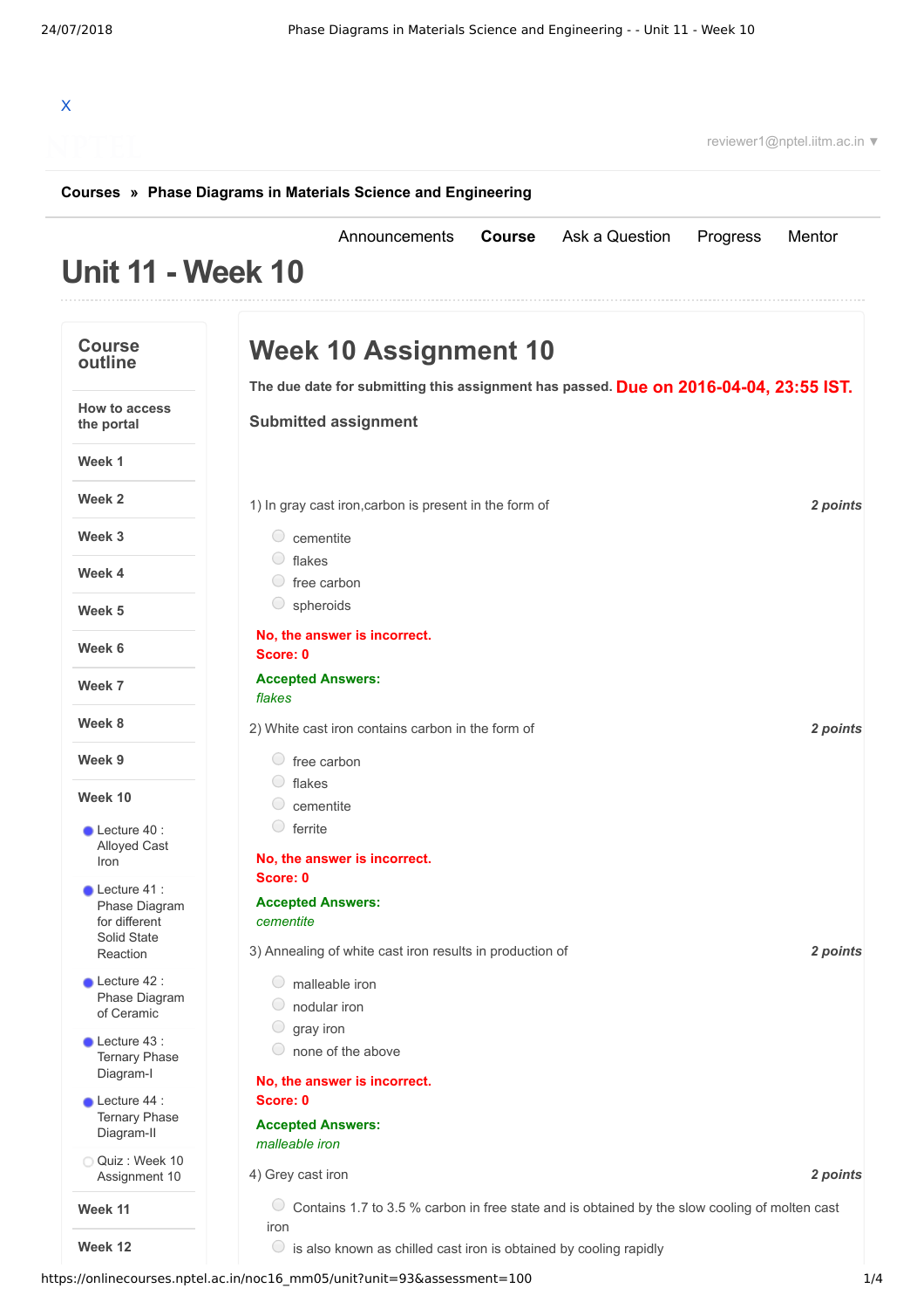X

reviewer1@nptel.iitm.ac.in ▼

**Courses** » **Phase Diagrams in Materials Science and Engineering**

Announcements **Course** Ask a Question Progress Mentor

# Unit 11 - Week 10

**Course outline**

- How to access the portal
- Week 1
- Week 2
- Week 3
- Week 4
- Week 5
- Week 6
- Week 7
- Week 8
- Week 9
- Week 10
  - Lecture 40 : Alloyed Cast Iron
  - Lecture 41 : Phase Diagram for different Solid State Reaction
  - Lecture 42 : Phase Diagram of Ceramic
  - Lecture 43 : Ternary Phase Diagram-I
  - Lecture 44 : Ternary Phase Diagram-II
  - Quiz : Week 10 Assignment 10
- Week 11
- Week 12

## Week 10 Assignment 10

**The due date for submitting this assignment has passed.** **Due on 2016-04-04, 23:55 IST.**

**Submitted assignment**

1) In gray cast iron,carbon is present in the form of *2 points*

- cementite
- flakes
- free carbon
- spheroids

**No, the answer is incorrect.**
**Score: 0**

**Accepted Answers:**
*flakes*

2) White cast iron contains carbon in the form of *2 points*

- free carbon
- flakes
- cementite
- ferrite

**No, the answer is incorrect.**
**Score: 0**

**Accepted Answers:**
*cementite*

3) Annealing of white cast iron results in production of *2 points*

- malleable iron
- nodular iron
- gray iron
- none of the above

**No, the answer is incorrect.**
**Score: 0**

**Accepted Answers:**
*malleable iron*

4) Grey cast iron *2 points*

- Contains 1.7 to 3.5 % carbon in free state and is obtained by the slow cooling of molten cast iron
- is also known as chilled cast iron is obtained by cooling rapidly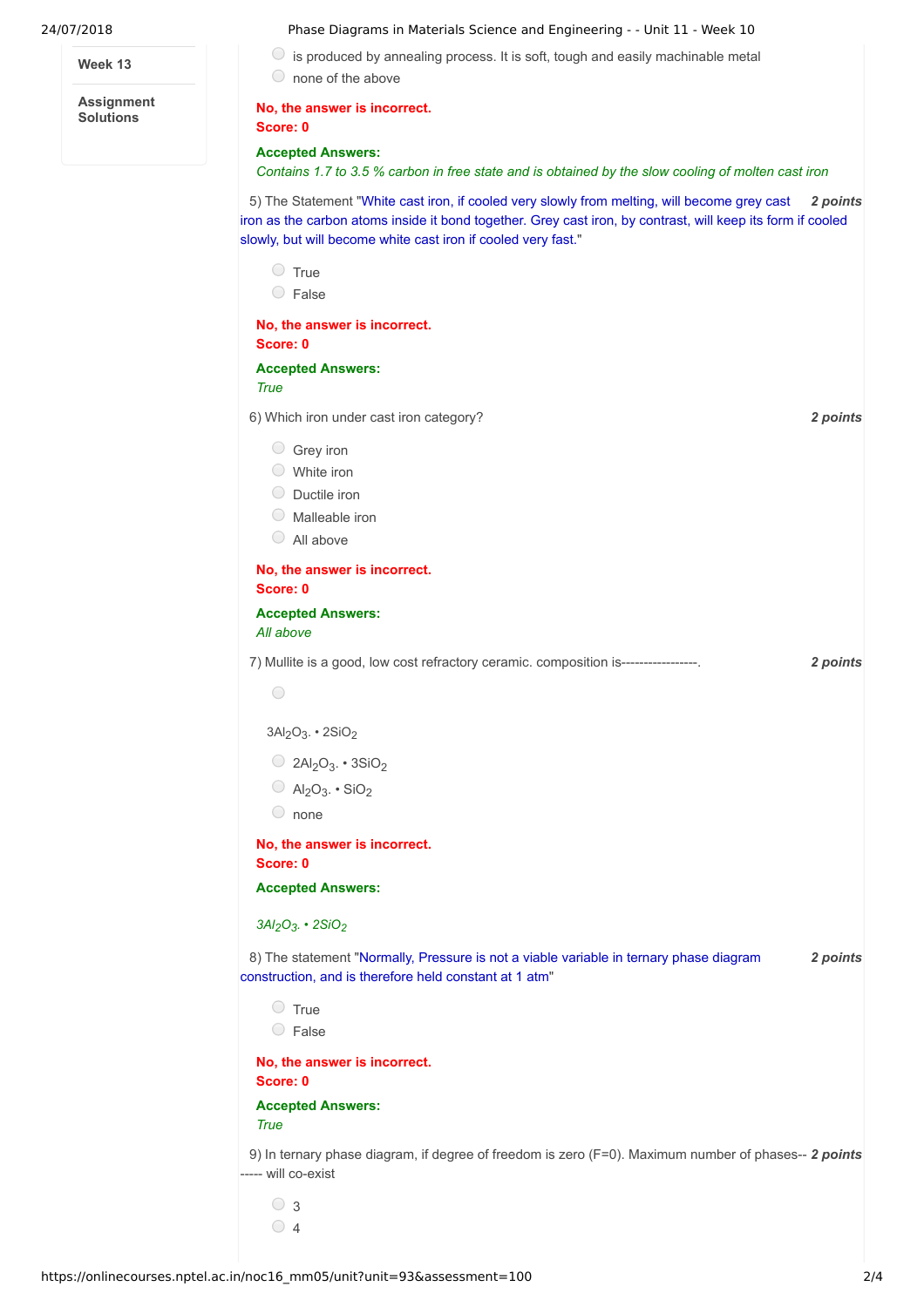**Week 13**

**Assignment Solutions**

- is produced by annealing process. It is soft, tough and easily machinable metal
- none of the above

**No, the answer is incorrect.**
**Score: 0**

**Accepted Answers:**
*Contains 1.7 to 3.5 % carbon in free state and is obtained by the slow cooling of molten cast iron*

5) The Statement "White cast iron, if cooled very slowly from melting, will become grey cast iron as the carbon atoms inside it bond together. Grey cast iron, by contrast, will keep its form if cooled slowly, but will become white cast iron if cooled very fast." ***2 points***

- True
- False

**No, the answer is incorrect.**
**Score: 0**

**Accepted Answers:**
*True*

6) Which iron under cast iron category? ***2 points***

- Grey iron
- White iron
- Ductile iron
- Malleable iron
- All above

**No, the answer is incorrect.**
**Score: 0**

**Accepted Answers:**
*All above*

7) Mullite is a good, low cost refractory ceramic. composition is-----------------. ***2 points***

- $3Al_2O_3. \cdot 2SiO_2$
- $2Al_2O_3. \cdot 3SiO_2$
- $Al_2O_3. \cdot SiO_2$
- none

**No, the answer is incorrect.**
**Score: 0**

**Accepted Answers:**

*$3Al_2O_3. \cdot 2SiO_2$*

8) The statement "Normally, Pressure is not a viable variable in ternary phase diagram construction, and is therefore held constant at 1 atm" ***2 points***

- True
- False

**No, the answer is incorrect.**
**Score: 0**

**Accepted Answers:**
*True*

9) In ternary phase diagram, if degree of freedom is zero (F=0). Maximum number of phases------ will co-exist ***2 points***

- 3
- 4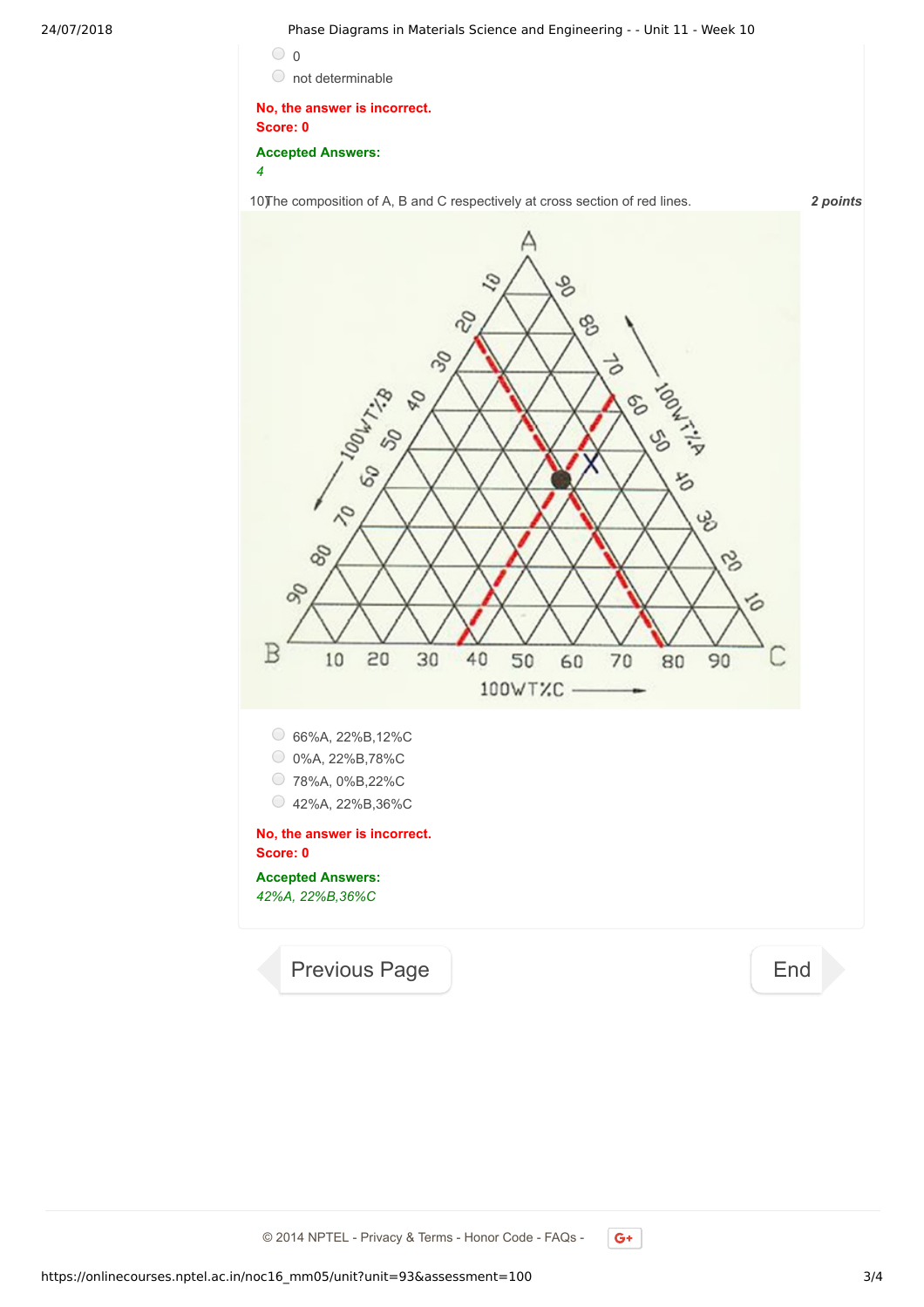- 0
- not determinable

**No, the answer is incorrect.**
**Score: 0**

**Accepted Answers:**
*4*

10) The composition of A, B and C respectively at cross section of red lines. *2 points*

- 66%A, 22%B,12%C
- 0%A, 22%B,78%C
- 78%A, 0%B,22%C
- 42%A, 22%B,36%C

**No, the answer is incorrect.**
**Score: 0**

**Accepted Answers:**
*42%A, 22%B,36%C*

Previous Page | End

© 2014 NPTEL - Privacy & Terms - Honor Code - FAQs -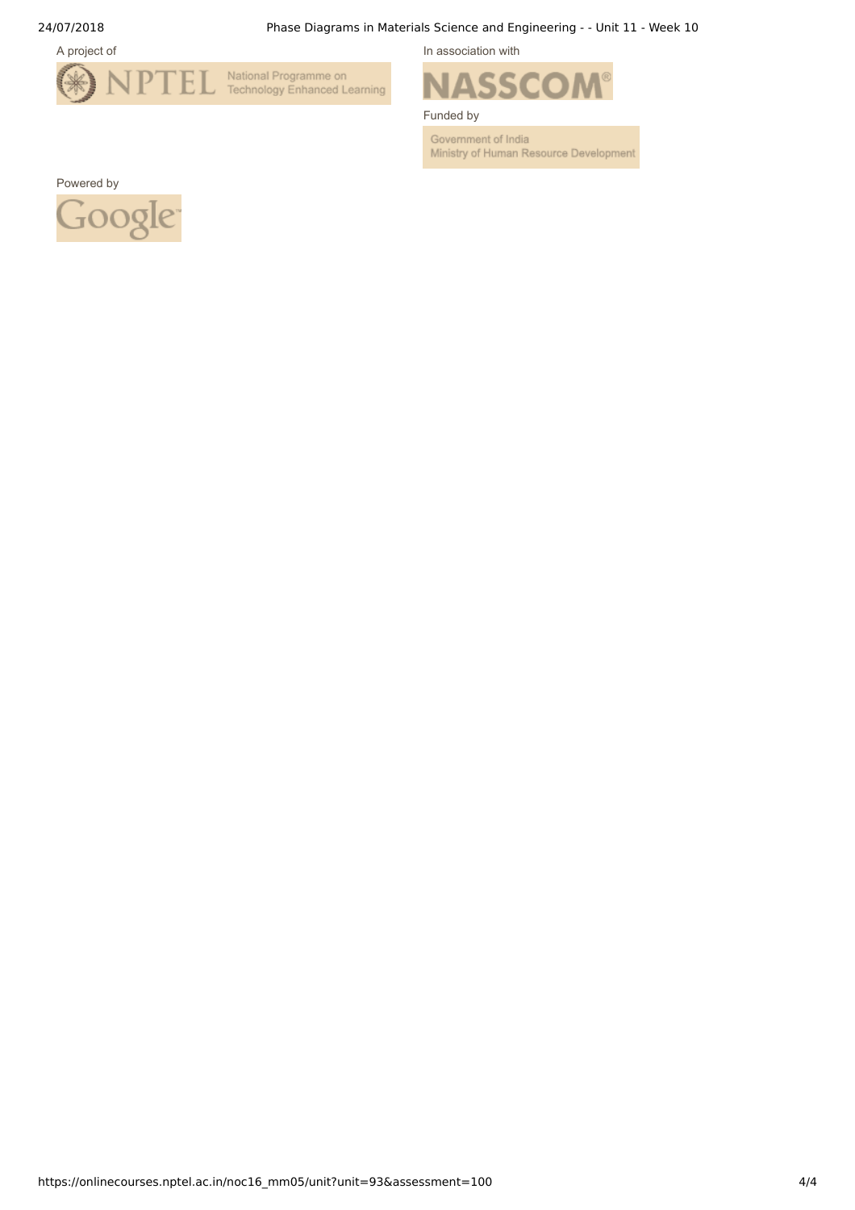A project of

NPTEL National Programme on Technology Enhanced Learning

In association with

NASSCOM®

Funded by

Government of India
Ministry of Human Resource Development

Powered by

Google